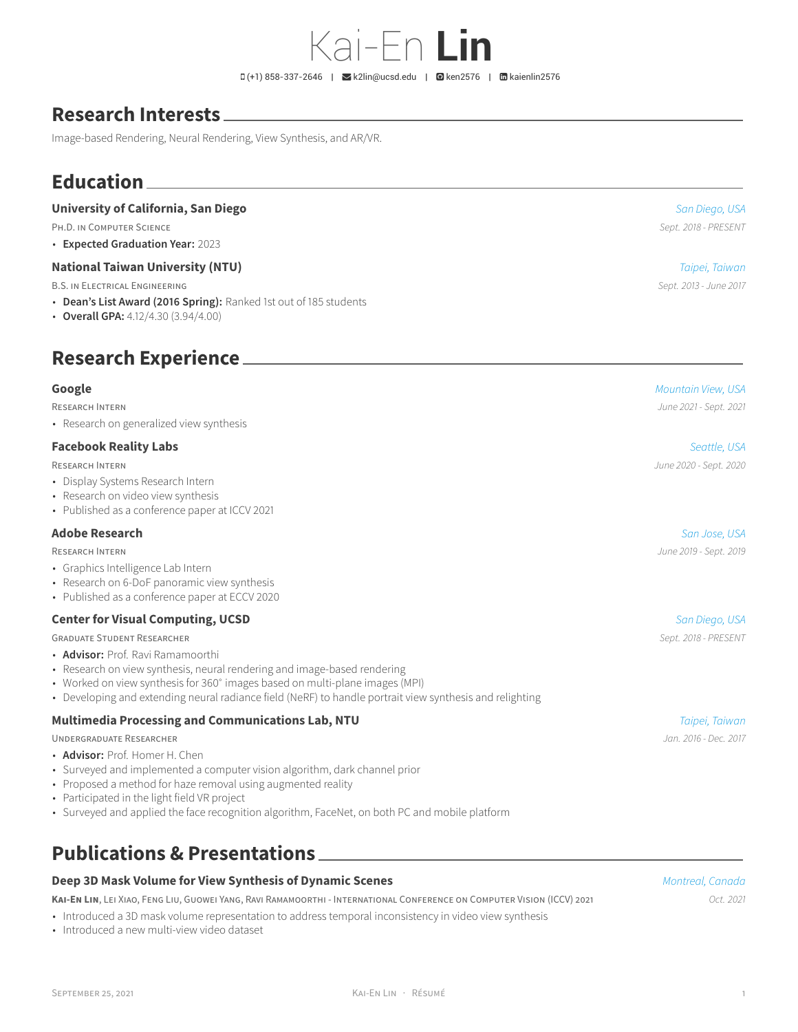# Kai-En **Lin**

(+1) 858-337-2646 | k2lin@ucsd.edu | ken2576 | kaienlin2576

## Research Interests

Image-based Rendering, Neural Rendering, View Synthesis, and AR/VR.

## Education

### University of California, San Diego
*San Diego, USA*

Ph.D. in Computer Science
*Sept. 2018 - PRESENT*

- **Expected Graduation Year:** 2023

### National Taiwan University (NTU)
*Taipei, Taiwan*

B.S. in Electrical Engineering
*Sept. 2013 - June 2017*

- **Dean's List Award (2016 Spring):** Ranked 1st out of 185 students
- **Overall GPA:** 4.12/4.30 (3.94/4.00)

## Research Experience

### Google
*Mountain View, USA*

Research Intern
*June 2021 - Sept. 2021*

- Research on generalized view synthesis

### Facebook Reality Labs
*Seattle, USA*

Research Intern
*June 2020 - Sept. 2020*

- Display Systems Research Intern
- Research on video view synthesis
- Published as a conference paper at ICCV 2021

### Adobe Research
*San Jose, USA*

Research Intern
*June 2019 - Sept. 2019*

- Graphics Intelligence Lab Intern
- Research on 6-DoF panoramic view synthesis
- Published as a conference paper at ECCV 2020

### Center for Visual Computing, UCSD
*San Diego, USA*

Graduate Student Researcher
*Sept. 2018 - PRESENT*

- **Advisor:** Prof. Ravi Ramamoorthi
- Research on view synthesis, neural rendering and image-based rendering
- Worked on view synthesis for 360° images based on multi-plane images (MPI)
- Developing and extending neural radiance field (NeRF) to handle portrait view synthesis and relighting

### Multimedia Processing and Communications Lab, NTU
*Taipei, Taiwan*

Undergraduate Researcher
*Jan. 2016 - Dec. 2017*

- **Advisor:** Prof. Homer H. Chen
- Surveyed and implemented a computer vision algorithm, dark channel prior
- Proposed a method for haze removal using augmented reality
- Participated in the light field VR project
- Surveyed and applied the face recognition algorithm, FaceNet, on both PC and mobile platform

## Publications & Presentations

### Deep 3D Mask Volume for View Synthesis of Dynamic Scenes
*Montreal, Canada*

**Kai-En Lin**, Lei Xiao, Feng Liu, Guowei Yang, Ravi Ramamoorthi - International Conference on Computer Vision (ICCV) 2021
*Oct. 2021*

- Introduced a 3D mask volume representation to address temporal inconsistency in video view synthesis
- Introduced a new multi-view video dataset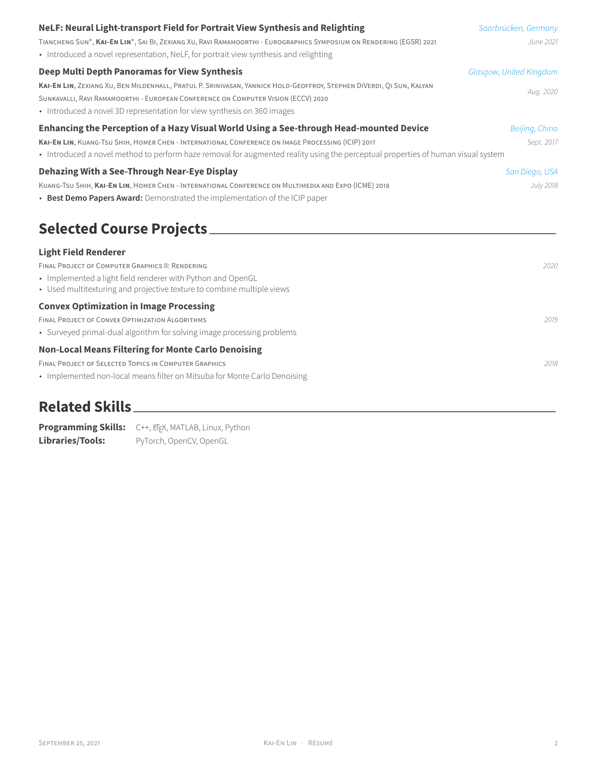### NeLF: Neural Light-transport Field for Portrait View Synthesis and Relighting

*Saarbrücken, Germany*

Tiancheng Sun*, **Kai-En Lin***, Sai Bi, Zexiang Xu, Ravi Ramamoorthi - Eurographics Symposium on Rendering (EGSR) 2021 — *June 2021*

- Introduced a novel representation, NeLF, for portrait view synthesis and relighting

### Deep Multi Depth Panoramas for View Synthesis

*Glasgow, United Kingdom*

**Kai-En Lin**, Zexiang Xu, Ben Mildenhall, Pratul P. Srinivasan, Yannick Hold-Geoffroy, Stephen DiVerdi, Qi Sun, Kalyan Sunkavalli, Ravi Ramamoorthi - European Conference on Computer Vision (ECCV) 2020 — *Aug. 2020*

- Introduced a novel 3D representation for view synthesis on 360 images

### Enhancing the Perception of a Hazy Visual World Using a See-through Head-mounted Device

*Beijing, China*

**Kai-En Lin**, Kuang-Tsu Shih, Homer Chen - International Conference on Image Processing (ICIP) 2017 — *Sept. 2017*

- Introduced a novel method to perform haze removal for augmented reality using the perceptual properties of human visual system

### Dehazing With a See-Through Near-Eye Display

*San Diego, USA*

Kuang-Tsu Shih, **Kai-En Lin**, Homer Chen - International Conference on Multimedia and Expo (ICME) 2018 — *July 2018*

- **Best Demo Papers Award:** Demonstrated the implementation of the ICIP paper

## Selected Course Projects

### Light Field Renderer

Final Project of Computer Graphics II: Rendering — *2020*

- Implemented a light field renderer with Python and OpenGL
- Used multitexturing and projective texture to combine multiple views

### Convex Optimization in Image Processing

Final Project of Convex Optimization Algorithms — *2019*

- Surveyed primal-dual algorithm for solving image processing problems

### Non-Local Means Filtering for Monte Carlo Denoising

Final Project of Selected Topics in Computer Graphics — *2018*

- Implemented non-local means filter on Mitsuba for Monte Carlo Denoising

## Related Skills

**Programming Skills:** C++, LaTeX, MATLAB, Linux, Python

**Libraries/Tools:** PyTorch, OpenCV, OpenGL